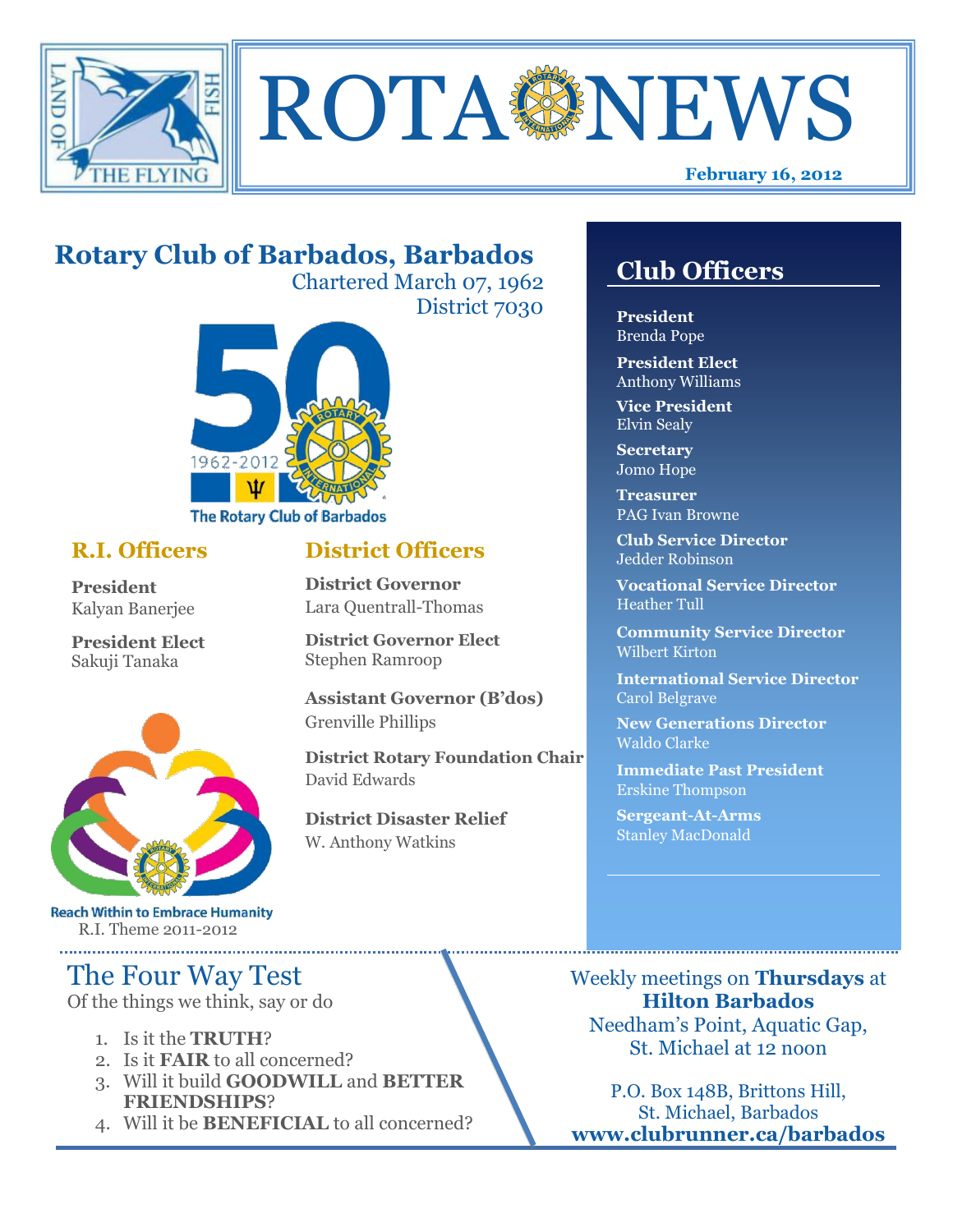# ROTA NEWS

**February 16, 2012**

## Rotary Club of Barbados, Barbados

Chartered March 07, 1962
District 7030

The Rotary Club of Barbados

### R.I. Officers

**President**
Kalyan Banerjee

**President Elect**
Sakuji Tanaka

Reach Within to Embrace Humanity
R.I. Theme 2011-2012

### District Officers

**District Governor**
Lara Quentrall-Thomas

**District Governor Elect**
Stephen Ramroop

**Assistant Governor (B'dos)**
Grenville Phillips

**District Rotary Foundation Chair**
David Edwards

**District Disaster Relief**
W. Anthony Watkins

### Club Officers

**President**
Brenda Pope

**President Elect**
Anthony Williams

**Vice President**
Elvin Sealy

**Secretary**
Jomo Hope

**Treasurer**
PAG Ivan Browne

**Club Service Director**
Jedder Robinson

**Vocational Service Director**
Heather Tull

**Community Service Director**
Wilbert Kirton

**International Service Director**
Carol Belgrave

**New Generations Director**
Waldo Clarke

**Immediate Past President**
Erskine Thompson

**Sergeant-At-Arms**
Stanley MacDonald

## The Four Way Test

Of the things we think, say or do

1. Is it the **TRUTH**?
2. Is it **FAIR** to all concerned?
3. Will it build **GOODWILL** and **BETTER FRIENDSHIPS**?
4. Will it be **BENEFICIAL** to all concerned?

Weekly meetings on **Thursdays** at **Hilton Barbados**
Needham's Point, Aquatic Gap, St. Michael at 12 noon

P.O. Box 148B, Brittons Hill, St. Michael, Barbados
**www.clubrunner.ca/barbados**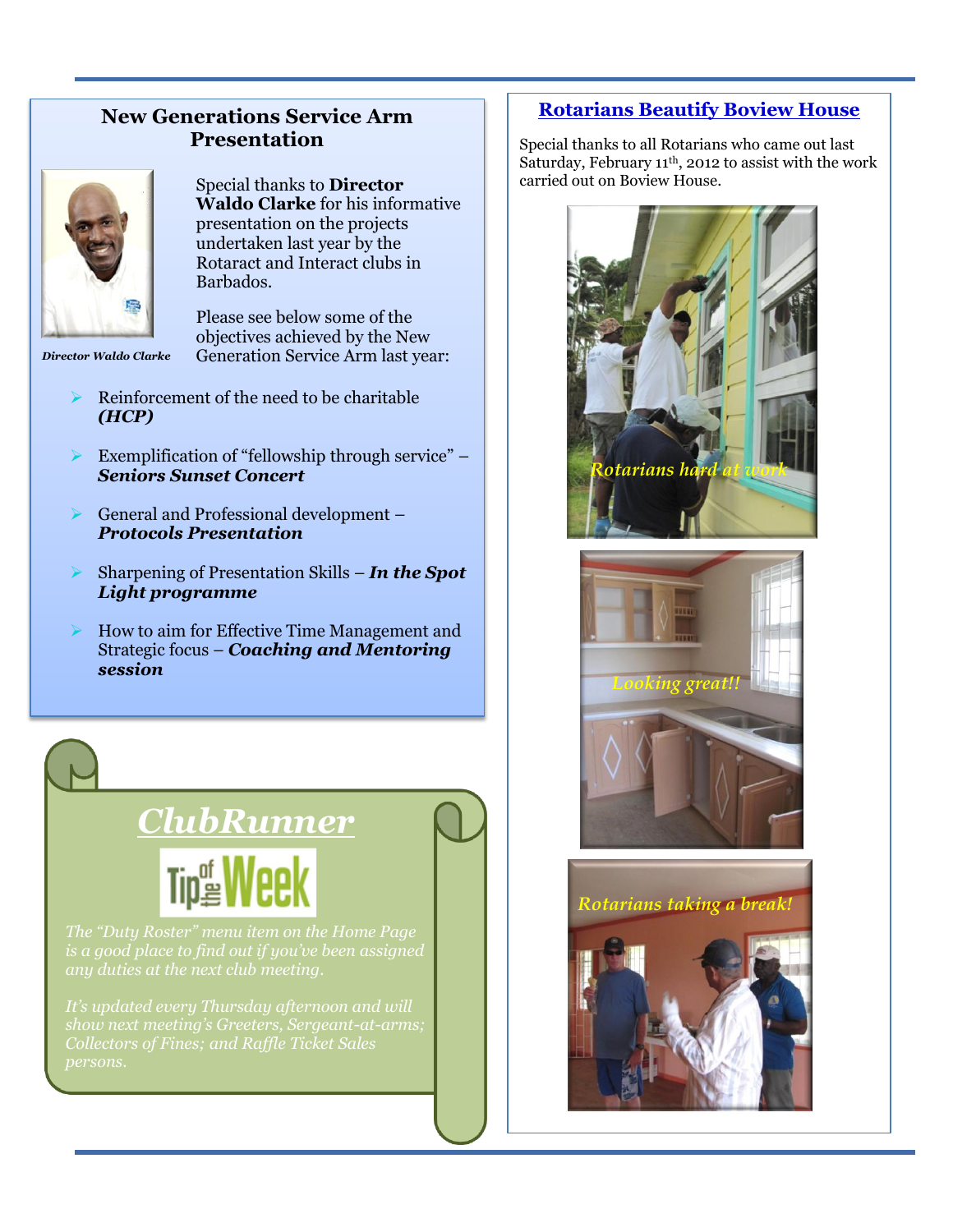## New Generations Service Arm Presentation

*Director Waldo Clarke*

Special thanks to **Director Waldo Clarke** for his informative presentation on the projects undertaken last year by the Rotaract and Interact clubs in Barbados.

Please see below some of the objectives achieved by the New Generation Service Arm last year:

- Reinforcement of the need to be charitable ***(HCP)***
- Exemplification of "fellowship through service" – ***Seniors Sunset Concert***
- General and Professional development – ***Protocols Presentation***
- Sharpening of Presentation Skills – ***In the Spot Light programme***
- How to aim for Effective Time Management and Strategic focus – ***Coaching and Mentoring session***

## *ClubRunner*

Tip of the Week

*The "Duty Roster" menu item on the Home Page is a good place to find out if you've been assigned any duties at the next club meeting.*

*It's updated every Thursday afternoon and will show next meeting's Greeters, Sergeant-at-arms; Collectors of Fines; and Raffle Ticket Sales persons.*

## Rotarians Beautify Boview House

Special thanks to all Rotarians who came out last Saturday, February 11th, 2012 to assist with the work carried out on Boview House.

*Rotarians hard at work*

*Looking great!!*

*Rotarians taking a break!*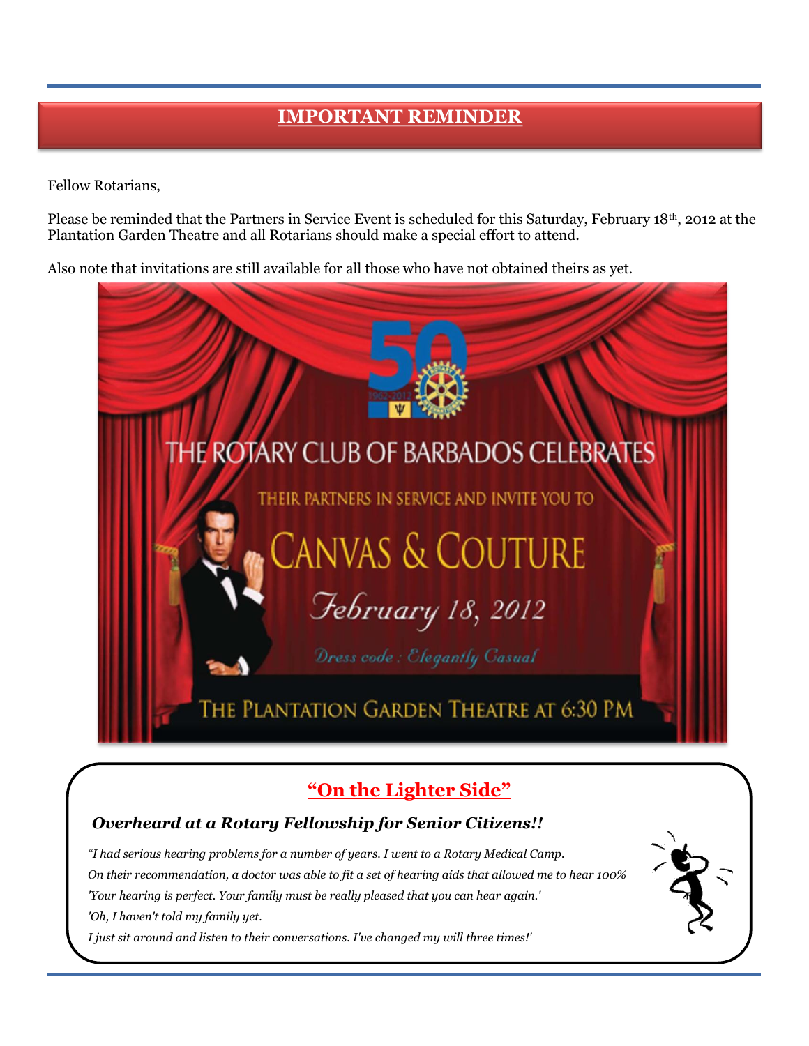## IMPORTANT REMINDER

Fellow Rotarians,

Please be reminded that the Partners in Service Event is scheduled for this Saturday, February 18th, 2012 at the Plantation Garden Theatre and all Rotarians should make a special effort to attend.

Also note that invitations are still available for all those who have not obtained theirs as yet.

THE ROTARY CLUB OF BARBADOS CELEBRATES

THEIR PARTNERS IN SERVICE AND INVITE YOU TO

CANVAS & COUTURE

February 18, 2012

Dress code : Elegantly Casual

THE PLANTATION GARDEN THEATRE AT 6:30 PM

## "On the Lighter Side"

### *Overheard at a Rotary Fellowship for Senior Citizens!!*

*"I had serious hearing problems for a number of years. I went to a Rotary Medical Camp.*
*On their recommendation, a doctor was able to fit a set of hearing aids that allowed me to hear 100%*
*'Your hearing is perfect. Your family must be really pleased that you can hear again.'*
*'Oh, I haven't told my family yet.*
*I just sit around and listen to their conversations. I've changed my will three times!'*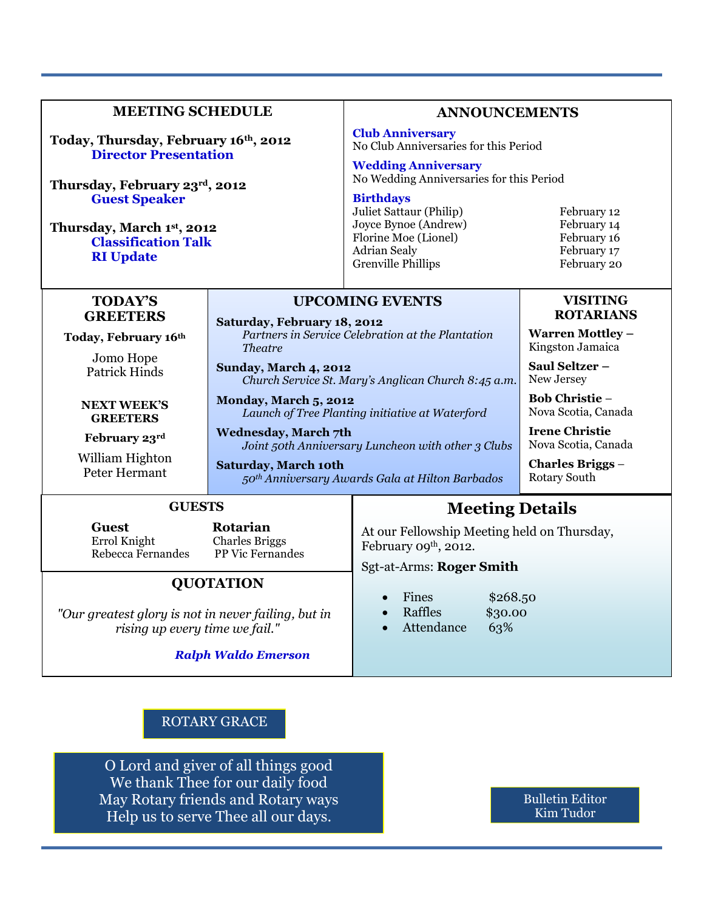## MEETING SCHEDULE

**Today, Thursday, February 16th, 2012**
**Director Presentation**

**Thursday, February 23rd, 2012**
**Guest Speaker**

**Thursday, March 1st, 2012**
**Classification Talk**
**RI Update**

## ANNOUNCEMENTS

**Club Anniversary**
No Club Anniversaries for this Period

**Wedding Anniversary**
No Wedding Anniversaries for this Period

**Birthdays**

| | |
|---|---|
| Juliet Sattaur (Philip) | February 12 |
| Joyce Bynoe (Andrew) | February 14 |
| Florine Moe (Lionel) | February 16 |
| Adrian Sealy | February 17 |
| Grenville Phillips | February 20 |

## TODAY'S GREETERS

**Today, February 16th**

Jomo Hope
Patrick Hinds

**NEXT WEEK'S GREETERS**

**February 23rd**

William Highton
Peter Hermant

## UPCOMING EVENTS

**Saturday, February 18, 2012**
*Partners in Service Celebration at the Plantation Theatre*

**Sunday, March 4, 2012**
*Church Service St. Mary's Anglican Church 8:45 a.m.*

**Monday, March 5, 2012**
*Launch of Tree Planting initiative at Waterford*

**Wednesday, March 7th**
*Joint 50th Anniversary Luncheon with other 3 Clubs*

**Saturday, March 10th**
*50th Anniversary Awards Gala at Hilton Barbados*

## VISITING ROTARIANS

**Warren Mottley –** Kingston Jamaica

**Saul Seltzer –** New Jersey

**Bob Christie –** Nova Scotia, Canada

**Irene Christie** Nova Scotia, Canada

**Charles Briggs –** Rotary South

## GUESTS

| Guest | Rotarian |
|---|---|
| Errol Knight | Charles Briggs |
| Rebecca Fernandes | PP Vic Fernandes |

## QUOTATION

*"Our greatest glory is not in never failing, but in rising up every time we fail."*

***Ralph Waldo Emerson***

## Meeting Details

At our Fellowship Meeting held on Thursday, February 09th, 2012.

Sgt-at-Arms: **Roger Smith**

- Fines $268.50
- Raffles $30.00
- Attendance 63%

ROTARY GRACE

O Lord and giver of all things good
We thank Thee for our daily food
May Rotary friends and Rotary ways
Help us to serve Thee all our days.

Bulletin Editor
Kim Tudor